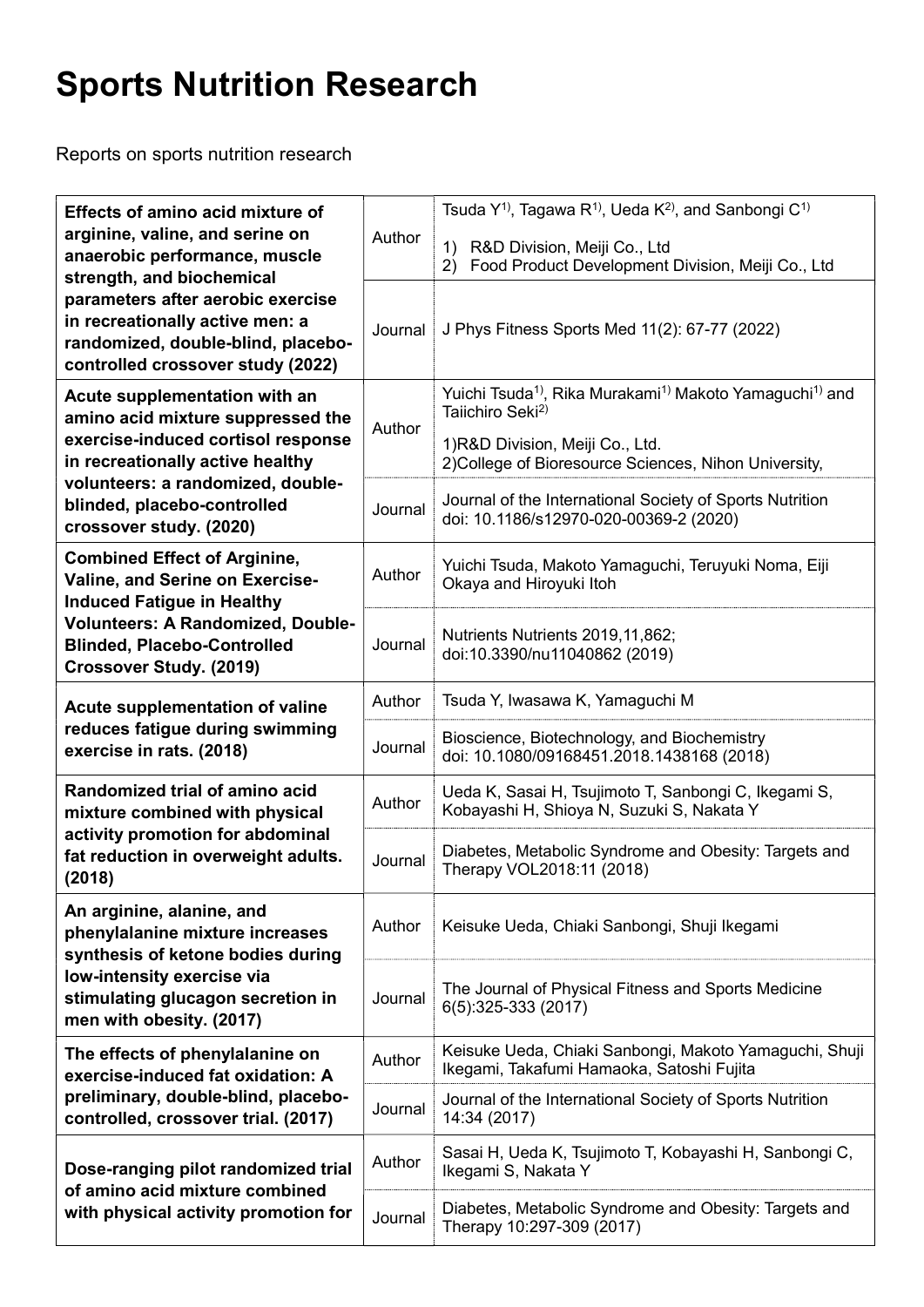# Sports Nutrition Research

Reports on sports nutrition research

| Title | | |
|---|---|---|
| **Effects of amino acid mixture of arginine, valine, and serine on anaerobic performance, muscle strength, and biochemical parameters after aerobic exercise in recreationally active men: a randomized, double-blind, placebo-controlled crossover study (2022)** | Author | Tsuda Y[1)], Tagawa R[1)], Ueda K[2)], and Sanbongi C[1)]<br>1) R&D Division, Meiji Co., Ltd<br>2) Food Product Development Division, Meiji Co., Ltd |
| | Journal | J Phys Fitness Sports Med 11(2): 67-77 (2022) |
| **Acute supplementation with an amino acid mixture suppressed the exercise-induced cortisol response in recreationally active healthy volunteers: a randomized, double-blinded, placebo-controlled crossover study. (2020)** | Author | Yuichi Tsuda[1)], Rika Murakami[1)] Makoto Yamaguchi[1)] and Taiichiro Seki[2)]<br>1)R&D Division, Meiji Co., Ltd.<br>2)College of Bioresource Sciences, Nihon University, |
| | Journal | Journal of the International Society of Sports Nutrition doi: 10.1186/s12970-020-00369-2 (2020) |
| **Combined Effect of Arginine, Valine, and Serine on Exercise-Induced Fatigue in Healthy Volunteers: A Randomized, Double-Blinded, Placebo-Controlled Crossover Study. (2019)** | Author | Yuichi Tsuda, Makoto Yamaguchi, Teruyuki Noma, Eiji Okaya and Hiroyuki Itoh |
| | Journal | Nutrients Nutrients 2019,11,862; doi:10.3390/nu11040862 (2019) |
| **Acute supplementation of valine reduces fatigue during swimming exercise in rats. (2018)** | Author | Tsuda Y, Iwasawa K, Yamaguchi M |
| | Journal | Bioscience, Biotechnology, and Biochemistry doi: 10.1080/09168451.2018.1438168 (2018) |
| **Randomized trial of amino acid mixture combined with physical activity promotion for abdominal fat reduction in overweight adults. (2018)** | Author | Ueda K, Sasai H, Tsujimoto T, Sanbongi C, Ikegami S, Kobayashi H, Shioya N, Suzuki S, Nakata Y |
| | Journal | Diabetes, Metabolic Syndrome and Obesity: Targets and Therapy VOL2018:11 (2018) |
| **An arginine, alanine, and phenylalanine mixture increases synthesis of ketone bodies during low-intensity exercise via stimulating glucagon secretion in men with obesity. (2017)** | Author | Keisuke Ueda, Chiaki Sanbongi, Shuji Ikegami |
| | Journal | The Journal of Physical Fitness and Sports Medicine 6(5):325-333 (2017) |
| **The effects of phenylalanine on exercise-induced fat oxidation: A preliminary, double-blind, placebo-controlled, crossover trial. (2017)** | Author | Keisuke Ueda, Chiaki Sanbongi, Makoto Yamaguchi, Shuji Ikegami, Takafumi Hamaoka, Satoshi Fujita |
| | Journal | Journal of the International Society of Sports Nutrition 14:34 (2017) |
| **Dose-ranging pilot randomized trial of amino acid mixture combined with physical activity promotion for** | Author | Sasai H, Ueda K, Tsujimoto T, Kobayashi H, Sanbongi C, Ikegami S, Nakata Y |
| | Journal | Diabetes, Metabolic Syndrome and Obesity: Targets and Therapy 10:297-309 (2017) |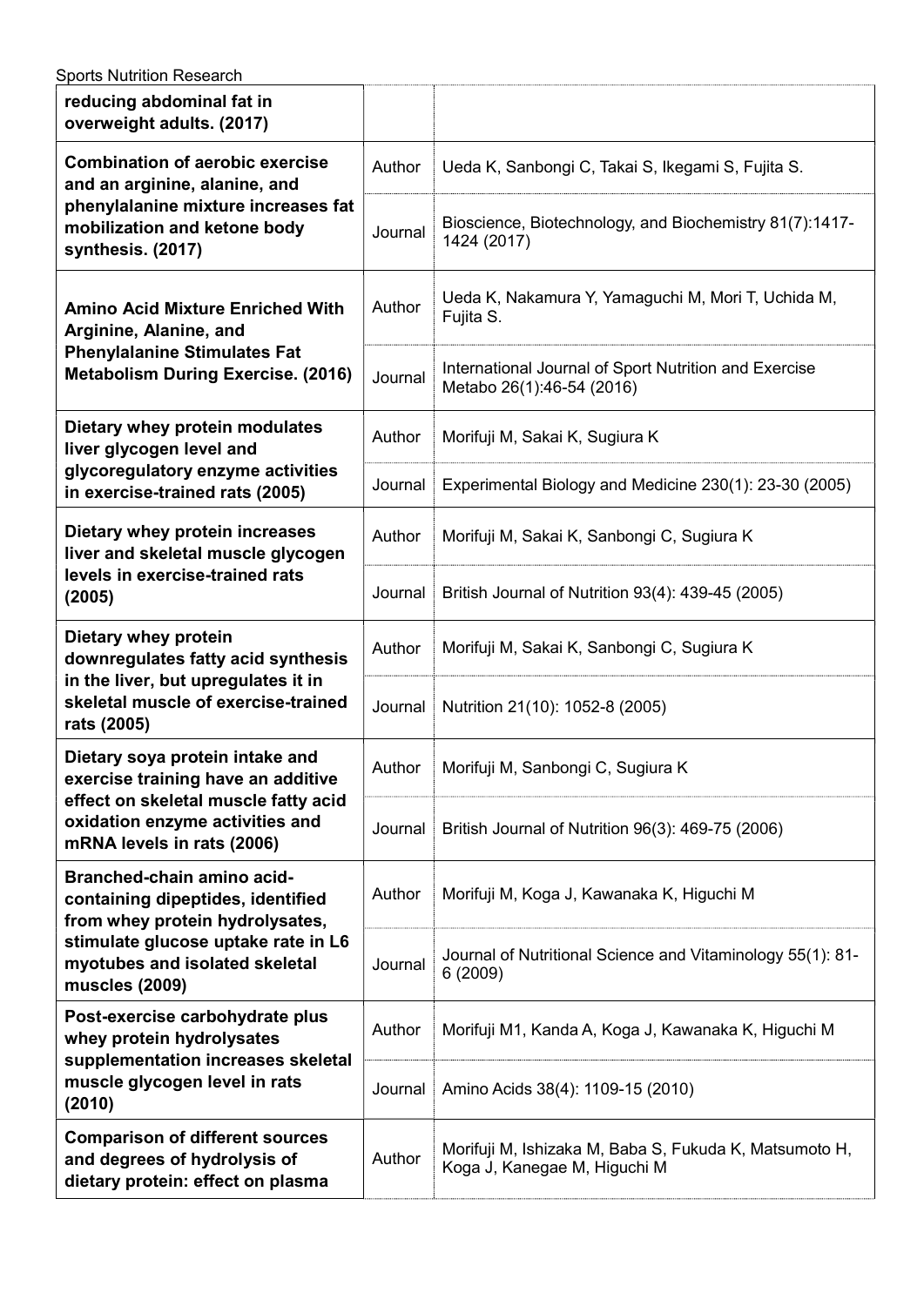| | | |
|---|---|---|
| **reducing abdominal fat in overweight adults. (2017)** | | |
| **Combination of aerobic exercise and an arginine, alanine, and phenylalanine mixture increases fat mobilization and ketone body synthesis. (2017)** | Author | Ueda K, Sanbongi C, Takai S, Ikegami S, Fujita S. |
| | Journal | Bioscience, Biotechnology, and Biochemistry 81(7):1417-1424 (2017) |
| **Amino Acid Mixture Enriched With Arginine, Alanine, and Phenylalanine Stimulates Fat Metabolism During Exercise. (2016)** | Author | Ueda K, Nakamura Y, Yamaguchi M, Mori T, Uchida M, Fujita S. |
| | Journal | International Journal of Sport Nutrition and Exercise Metabo 26(1):46-54 (2016) |
| **Dietary whey protein modulates liver glycogen level and glycoregulatory enzyme activities in exercise-trained rats (2005)** | Author | Morifuji M, Sakai K, Sugiura K |
| | Journal | Experimental Biology and Medicine 230(1): 23-30 (2005) |
| **Dietary whey protein increases liver and skeletal muscle glycogen levels in exercise-trained rats (2005)** | Author | Morifuji M, Sakai K, Sanbongi C, Sugiura K |
| | Journal | British Journal of Nutrition 93(4): 439-45 (2005) |
| **Dietary whey protein downregulates fatty acid synthesis in the liver, but upregulates it in skeletal muscle of exercise-trained rats (2005)** | Author | Morifuji M, Sakai K, Sanbongi C, Sugiura K |
| | Journal | Nutrition 21(10): 1052-8 (2005) |
| **Dietary soya protein intake and exercise training have an additive effect on skeletal muscle fatty acid oxidation enzyme activities and mRNA levels in rats (2006)** | Author | Morifuji M, Sanbongi C, Sugiura K |
| | Journal | British Journal of Nutrition 96(3): 469-75 (2006) |
| **Branched-chain amino acid-containing dipeptides, identified from whey protein hydrolysates, stimulate glucose uptake rate in L6 myotubes and isolated skeletal muscles (2009)** | Author | Morifuji M, Koga J, Kawanaka K, Higuchi M |
| | Journal | Journal of Nutritional Science and Vitaminology 55(1): 81-6 (2009) |
| **Post-exercise carbohydrate plus whey protein hydrolysates supplementation increases skeletal muscle glycogen level in rats (2010)** | Author | Morifuji M1, Kanda A, Koga J, Kawanaka K, Higuchi M |
| | Journal | Amino Acids 38(4): 1109-15 (2010) |
| **Comparison of different sources and degrees of hydrolysis of dietary protein: effect on plasma** | Author | Morifuji M, Ishizaka M, Baba S, Fukuda K, Matsumoto H, Koga J, Kanegae M, Higuchi M |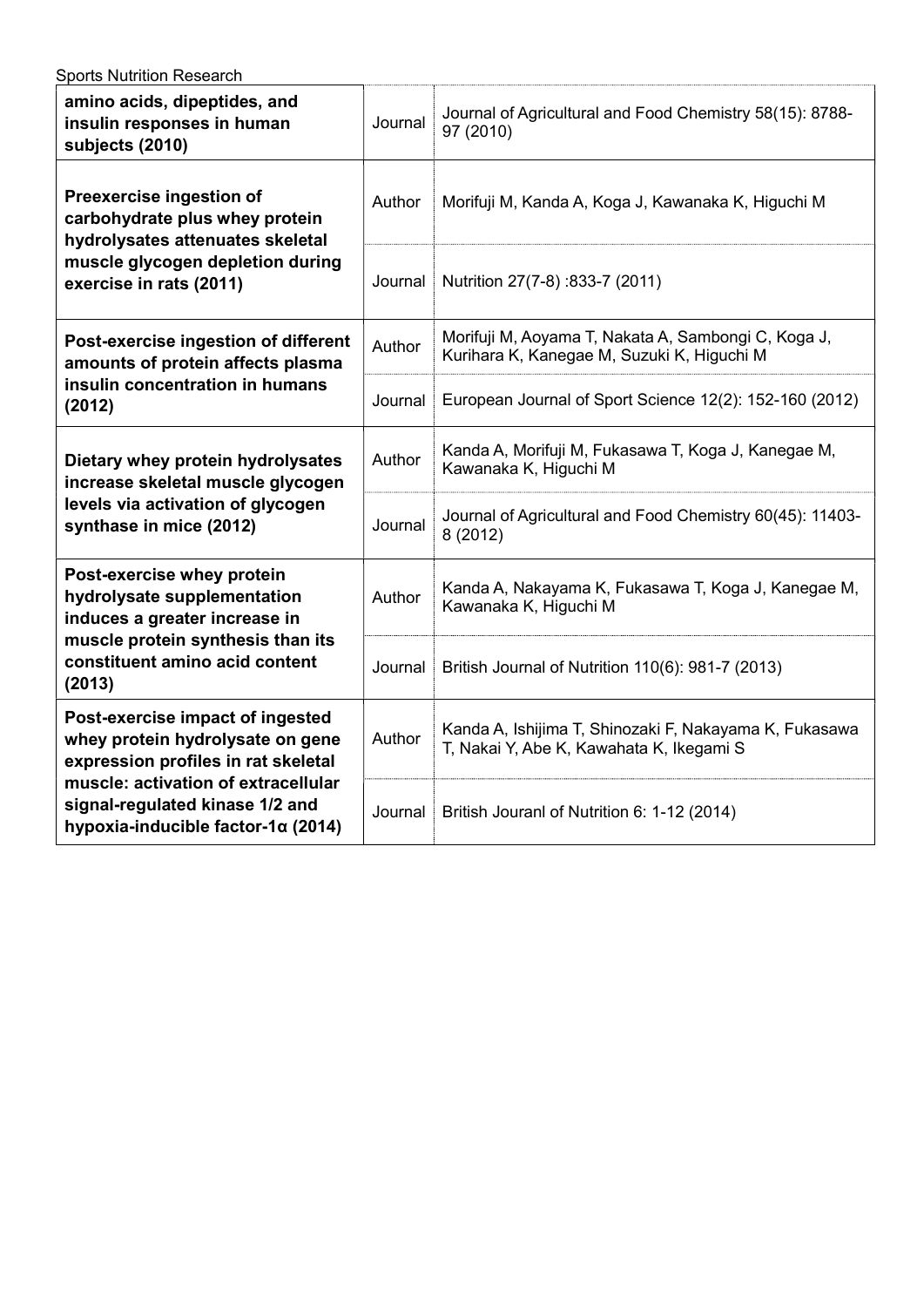| | | |
|---|---|---|
| **amino acids, dipeptides, and insulin responses in human subjects (2010)** | Journal | Journal of Agricultural and Food Chemistry 58(15): 8788-97 (2010) |
| **Preexercise ingestion of carbohydrate plus whey protein hydrolysates attenuates skeletal muscle glycogen depletion during exercise in rats (2011)** | Author | Morifuji M, Kanda A, Koga J, Kawanaka K, Higuchi M |
| | Journal | Nutrition 27(7-8) :833-7 (2011) |
| **Post-exercise ingestion of different amounts of protein affects plasma insulin concentration in humans (2012)** | Author | Morifuji M, Aoyama T, Nakata A, Sambongi C, Koga J, Kurihara K, Kanegae M, Suzuki K, Higuchi M |
| | Journal | European Journal of Sport Science 12(2): 152-160 (2012) |
| **Dietary whey protein hydrolysates increase skeletal muscle glycogen levels via activation of glycogen synthase in mice (2012)** | Author | Kanda A, Morifuji M, Fukasawa T, Koga J, Kanegae M, Kawanaka K, Higuchi M |
| | Journal | Journal of Agricultural and Food Chemistry 60(45): 11403-8 (2012) |
| **Post-exercise whey protein hydrolysate supplementation induces a greater increase in muscle protein synthesis than its constituent amino acid content (2013)** | Author | Kanda A, Nakayama K, Fukasawa T, Koga J, Kanegae M, Kawanaka K, Higuchi M |
| | Journal | British Journal of Nutrition 110(6): 981-7 (2013) |
| **Post-exercise impact of ingested whey protein hydrolysate on gene expression profiles in rat skeletal muscle: activation of extracellular signal-regulated kinase 1/2 and hypoxia-inducible factor-1α (2014)** | Author | Kanda A, Ishijima T, Shinozaki F, Nakayama K, Fukasawa T, Nakai Y, Abe K, Kawahata K, Ikegami S |
| | Journal | British Jouranl of Nutrition 6: 1-12 (2014) |